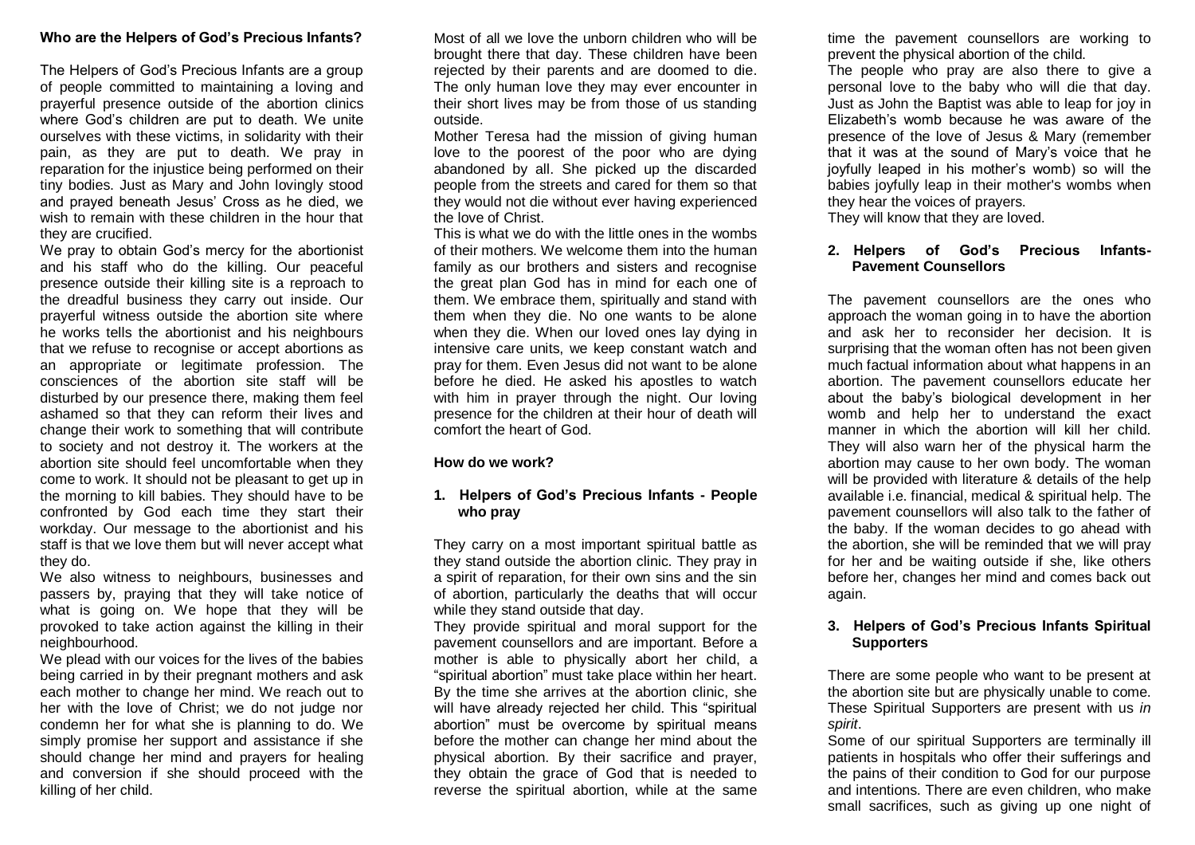**Who are the Helpers of God's Precious Infants?**

The Helpers of God's Precious Infants are a group of people committed to maintaining a loving and prayerful presence outside of the abortion clinics where God's children are put to death. We unite ourselves with these victims, in solidarity with their pain, as they are put to death. We pray in reparation for the injustice being performed on their tiny bodies. Just as Mary and John lovingly stood and prayed beneath Jesus' Cross as he died, we wish to remain with these children in the hour that they are crucified.

We pray to obtain God's mercy for the abortionist and his staff who do the killing. Our peaceful presence outside their killing site is a reproach to the dreadful business they carry out inside. Our prayerful witness outside the abortion site where he works tells the abortionist and his neighbours that we refuse to recognise or accept abortions as an appropriate or legitimate profession. The consciences of the abortion site staff will be disturbed by our presence there, making them feel ashamed so that they can reform their lives and change their work to something that will contribute to society and not destroy it. The workers at the abortion site should feel uncomfortable when they come to work. It should not be pleasant to get up in the morning to kill babies. They should have to be confronted by God each time they start their workday. Our message to the abortionist and his staff is that we love them but will never accept what they do.

We also witness to neighbours, businesses and passers by, praying that they will take notice of what is going on. We hope that they will be provoked to take action against the killing in their neighbourhood.

We plead with our voices for the lives of the babies being carried in by their pregnant mothers and ask each mother to change her mind. We reach out to her with the love of Christ; we do not judge nor condemn her for what she is planning to do. We simply promise her support and assistance if she should change her mind and prayers for healing and conversion if she should proceed with the killing of her child.

Most of all we love the unborn children who will be brought there that day. These children have been rejected by their parents and are doomed to die. The only human love they may ever encounter in their short lives may be from those of us standing outside.

Mother Teresa had the mission of giving human love to the poorest of the poor who are dying abandoned by all. She picked up the discarded people from the streets and cared for them so that they would not die without ever having experienced the love of Christ.

This is what we do with the little ones in the wombs of their mothers. We welcome them into the human family as our brothers and sisters and recognise the great plan God has in mind for each one of them. We embrace them, spiritually and stand with them when they die. No one wants to be alone when they die. When our loved ones lay dying in intensive care units, we keep constant watch and pray for them. Even Jesus did not want to be alone before he died. He asked his apostles to watch with him in prayer through the night. Our loving presence for the children at their hour of death will comfort the heart of God.

**How do we work?**

**1. Helpers of God's Precious Infants - People who pray**

They carry on a most important spiritual battle as they stand outside the abortion clinic. They pray in a spirit of reparation, for their own sins and the sin of abortion, particularly the deaths that will occur while they stand outside that day.

They provide spiritual and moral support for the pavement counsellors and are important. Before a mother is able to physically abort her child, a "spiritual abortion" must take place within her heart. By the time she arrives at the abortion clinic, she will have already rejected her child. This "spiritual abortion" must be overcome by spiritual means before the mother can change her mind about the physical abortion. By their sacrifice and prayer, they obtain the grace of God that is needed to reverse the spiritual abortion, while at the same time the pavement counsellors are working to prevent the physical abortion of the child.

The people who pray are also there to give a personal love to the baby who will die that day. Just as John the Baptist was able to leap for joy in Elizabeth's womb because he was aware of the presence of the love of Jesus & Mary (remember that it was at the sound of Mary's voice that he joyfully leaped in his mother's womb) so will the babies joyfully leap in their mother's wombs when they hear the voices of prayers.

They will know that they are loved.

**2. Helpers of God's Precious Infants- Pavement Counsellors**

The pavement counsellors are the ones who approach the woman going in to have the abortion and ask her to reconsider her decision. It is surprising that the woman often has not been given much factual information about what happens in an abortion. The pavement counsellors educate her about the baby's biological development in her womb and help her to understand the exact manner in which the abortion will kill her child. They will also warn her of the physical harm the abortion may cause to her own body. The woman will be provided with literature & details of the help available i.e. financial, medical & spiritual help. The pavement counsellors will also talk to the father of the baby. If the woman decides to go ahead with the abortion, she will be reminded that we will pray for her and be waiting outside if she, like others before her, changes her mind and comes back out again.

**3. Helpers of God's Precious Infants Spiritual Supporters**

There are some people who want to be present at the abortion site but are physically unable to come. These Spiritual Supporters are present with us *in spirit*.

Some of our spiritual Supporters are terminally ill patients in hospitals who offer their sufferings and the pains of their condition to God for our purpose and intentions. There are even children, who make small sacrifices, such as giving up one night of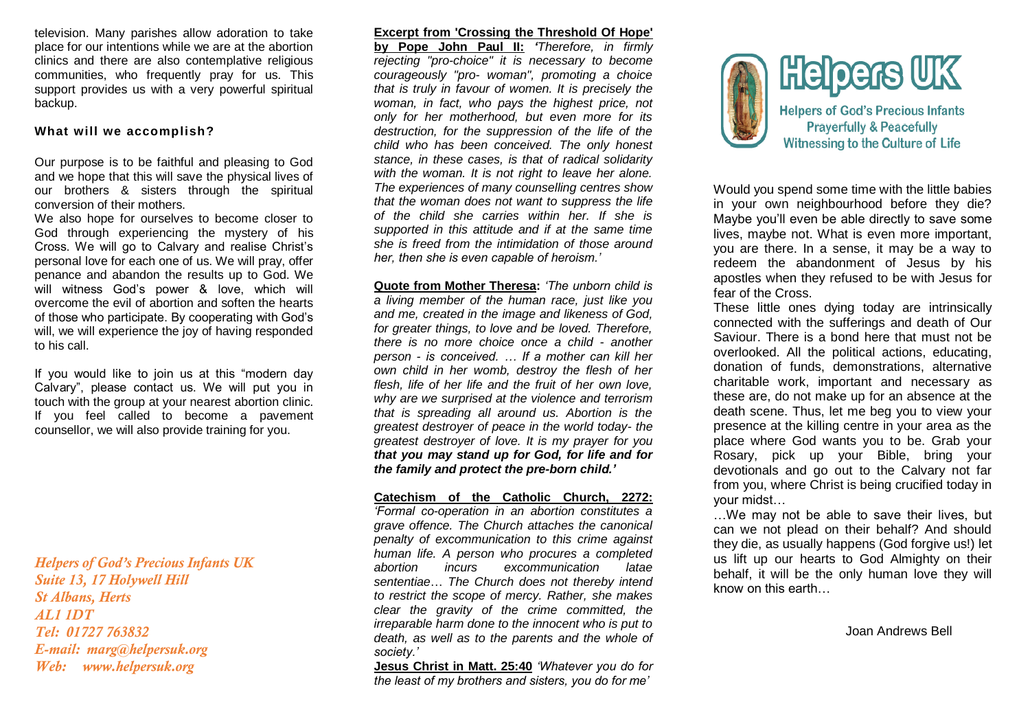television. Many parishes allow adoration to take place for our intentions while we are at the abortion clinics and there are also contemplative religious communities, who frequently pray for us. This support provides us with a very powerful spiritual backup.

### What will we accomplish?

Our purpose is to be faithful and pleasing to God and we hope that this will save the physical lives of our brothers & sisters through the spiritual conversion of their mothers.

We also hope for ourselves to become closer to God through experiencing the mystery of his Cross. We will go to Calvary and realise Christ's personal love for each one of us. We will pray, offer penance and abandon the results up to God. We will witness God's power & love, which will overcome the evil of abortion and soften the hearts of those who participate. By cooperating with God's will, we will experience the joy of having responded to his call.

If you would like to join us at this "modern day Calvary", please contact us. We will put you in touch with the group at your nearest abortion clinic. If you feel called to become a pavement counsellor, we will also provide training for you.

*Helpers of God's Precious Infants UK*
*Suite 13, 17 Holywell Hill*
*St Albans, Herts*
*AL1 1DT*
*Tel: 01727 763832*
*E-mail: marg@helpersuk.org*
*Web: www.helpersuk.org*

**Excerpt from 'Crossing the Threshold Of Hope' by Pope John Paul II:** *'Therefore, in firmly rejecting "pro-choice" it is necessary to become courageously "pro- woman", promoting a choice that is truly in favour of women. It is precisely the woman, in fact, who pays the highest price, not only for her motherhood, but even more for its destruction, for the suppression of the life of the child who has been conceived. The only honest stance, in these cases, is that of radical solidarity with the woman. It is not right to leave her alone. The experiences of many counselling centres show that the woman does not want to suppress the life of the child she carries within her. If she is supported in this attitude and if at the same time she is freed from the intimidation of those around her, then she is even capable of heroism.'*

**Quote from Mother Theresa:** *'The unborn child is a living member of the human race, just like you and me, created in the image and likeness of God, for greater things, to love and be loved. Therefore, there is no more choice once a child - another person - is conceived. … If a mother can kill her own child in her womb, destroy the flesh of her flesh, life of her life and the fruit of her own love, why are we surprised at the violence and terrorism that is spreading all around us. Abortion is the greatest destroyer of peace in the world today- the greatest destroyer of love. It is my prayer for you **that you may stand up for God, for life and for the family and protect the pre-born child.'***

**Catechism of the Catholic Church, 2272:** *'Formal co-operation in an abortion constitutes a grave offence. The Church attaches the canonical penalty of excommunication to this crime against human life. A person who procures a completed abortion incurs excommunication latae sententiae… The Church does not thereby intend to restrict the scope of mercy. Rather, she makes clear the gravity of the crime committed, the irreparable harm done to the innocent who is put to death, as well as to the parents and the whole of society.'*

**Jesus Christ in Matt. 25:40** *'Whatever you do for the least of my brothers and sisters, you do for me'*

# Helpers UK

**Helpers of God's Precious Infants**
**Prayerfully & Peacefully**
**Witnessing to the Culture of Life**

Would you spend some time with the little babies in your own neighbourhood before they die? Maybe you'll even be able directly to save some lives, maybe not. What is even more important, you are there. In a sense, it may be a way to redeem the abandonment of Jesus by his apostles when they refused to be with Jesus for fear of the Cross.

These little ones dying today are intrinsically connected with the sufferings and death of Our Saviour. There is a bond here that must not be overlooked. All the political actions, educating, donation of funds, demonstrations, alternative charitable work, important and necessary as these are, do not make up for an absence at the death scene. Thus, let me beg you to view your presence at the killing centre in your area as the place where God wants you to be. Grab your Rosary, pick up your Bible, bring your devotionals and go out to the Calvary not far from you, where Christ is being crucified today in your midst…

…We may not be able to save their lives, but can we not plead on their behalf? And should they die, as usually happens (God forgive us!) let us lift up our hearts to God Almighty on their behalf, it will be the only human love they will know on this earth…

Joan Andrews Bell